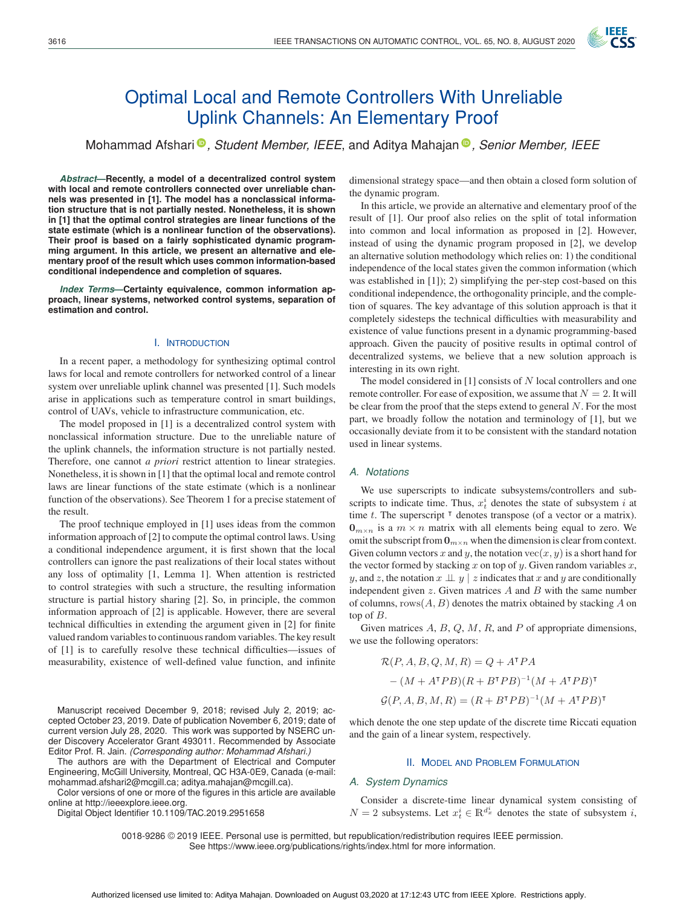# Optimal Local and Remote Controllers With Unreliable Uplink Channels: An Elementary Proof

Mohammad Afshari, *Student Member, IEEE*, and Aditya Mahajan, *Senior Member, IEEE*

***Abstract*—Recently, a model of a decentralized control system with local and remote controllers connected over unreliable channels was presented in [1]. The model has a nonclassical information structure that is not partially nested. Nonetheless, it is shown in [1] that the optimal control strategies are linear functions of the state estimate (which is a nonlinear function of the observations). Their proof is based on a fairly sophisticated dynamic programming argument. In this article, we present an alternative and elementary proof of the result which uses common information-based conditional independence and completion of squares.**

***Index Terms*—Certainty equivalence, common information approach, linear systems, networked control systems, separation of estimation and control.**

## I. Introduction

In a recent paper, a methodology for synthesizing optimal control laws for local and remote controllers for networked control of a linear system over unreliable uplink channel was presented [1]. Such models arise in applications such as temperature control in smart buildings, control of UAVs, vehicle to infrastructure communication, etc.

The model proposed in [1] is a decentralized control system with nonclassical information structure. Due to the unreliable nature of the uplink channels, the information structure is not partially nested. Therefore, one cannot *a priori* restrict attention to linear strategies. Nonetheless, it is shown in [1] that the optimal local and remote control laws are linear functions of the state estimate (which is a nonlinear function of the observations). See Theorem 1 for a precise statement of the result.

The proof technique employed in [1] uses ideas from the common information approach of [2] to compute the optimal control laws. Using a conditional independence argument, it is first shown that the local controllers can ignore the past realizations of their local states without any loss of optimality [1, Lemma 1]. When attention is restricted to control strategies with such a structure, the resulting information structure is partial history sharing [2]. So, in principle, the common information approach of [2] is applicable. However, there are several technical difficulties in extending the argument given in [2] for finite valued random variables to continuous random variables. The key result of [1] is to carefully resolve these technical difficulties—issues of measurability, existence of well-defined value function, and infinite dimensional strategy space—and then obtain a closed form solution of the dynamic program.

In this article, we provide an alternative and elementary proof of the result of [1]. Our proof also relies on the split of total information into common and local information as proposed in [2]. However, instead of using the dynamic program proposed in [2], we develop an alternative solution methodology which relies on: 1) the conditional independence of the local states given the common information (which was established in [1]); 2) simplifying the per-step cost-based on this conditional independence, the orthogonality principle, and the completion of squares. The key advantage of this solution approach is that it completely sidesteps the technical difficulties with measurability and existence of value functions present in a dynamic programming-based approach. Given the paucity of positive results in optimal control of decentralized systems, we believe that a new solution approach is interesting in its own right.

The model considered in [1] consists of $N$ local controllers and one remote controller. For ease of exposition, we assume that $N = 2$. It will be clear from the proof that the steps extend to general $N$. For the most part, we broadly follow the notation and terminology of [1], but we occasionally deviate from it to be consistent with the standard notation used in linear systems.

### A. Notations

We use superscripts to indicate subsystems/controllers and subscripts to indicate time. Thus, $x^i_t$ denotes the state of subsystem $i$ at time $t$. The superscript $^\intercal$ denotes transpose (of a vector or a matrix). $\mathbf{0}_{m\times n}$ is a $m \times n$ matrix with all elements being equal to zero. We omit the subscript from $\mathbf{0}_{m\times n}$ when the dimension is clear from context. Given column vectors $x$ and $y$, the notation $\operatorname{vec}(x, y)$ is a short hand for the vector formed by stacking $x$ on top of $y$. Given random variables $x$, $y$, and $z$, the notation $x \perp\!\!\!\perp y \mid z$ indicates that $x$ and $y$ are conditionally independent given $z$. Given matrices $A$ and $B$ with the same number of columns, $\operatorname{rows}(A, B)$ denotes the matrix obtained by stacking $A$ on top of $B$.

Given matrices $A$, $B$, $Q$, $M$, $R$, and $P$ of appropriate dimensions, we use the following operators:

$$\mathcal{R}(P, A, B, Q, M, R) = Q + A^\intercal P A - (M + A^\intercal P B)(R + B^\intercal P B)^{-1}(M + A^\intercal P B)^\intercal$$

$$\mathcal{G}(P, A, B, M, R) = (R + B^\intercal P B)^{-1}(M + A^\intercal P B)^\intercal$$

which denote the one step update of the discrete time Riccati equation and the gain of a linear system, respectively.

## II. Model and Problem Formulation

### A. System Dynamics

Consider a discrete-time linear dynamical system consisting of $N = 2$ subsystems. Let $x^i_t \in \mathbb{R}^{d^i_x}$ denotes the state of subsystem $i$,

Manuscript received December 9, 2018; revised July 2, 2019; accepted October 23, 2019. Date of publication November 6, 2019; date of current version July 28, 2020. This work was supported by NSERC under Discovery Accelerator Grant 493011. Recommended by Associate Editor Prof. R. Jain. *(Corresponding author: Mohammad Afshari.)*

The authors are with the Department of Electrical and Computer Engineering, McGill University, Montreal, QC H3A-0E9, Canada (e-mail: mohammad.afshari2@mcgill.ca; aditya.mahajan@mcgill.ca).

Color versions of one or more of the figures in this article are available online at http://ieeexplore.ieee.org.

Digital Object Identifier 10.1109/TAC.2019.2951658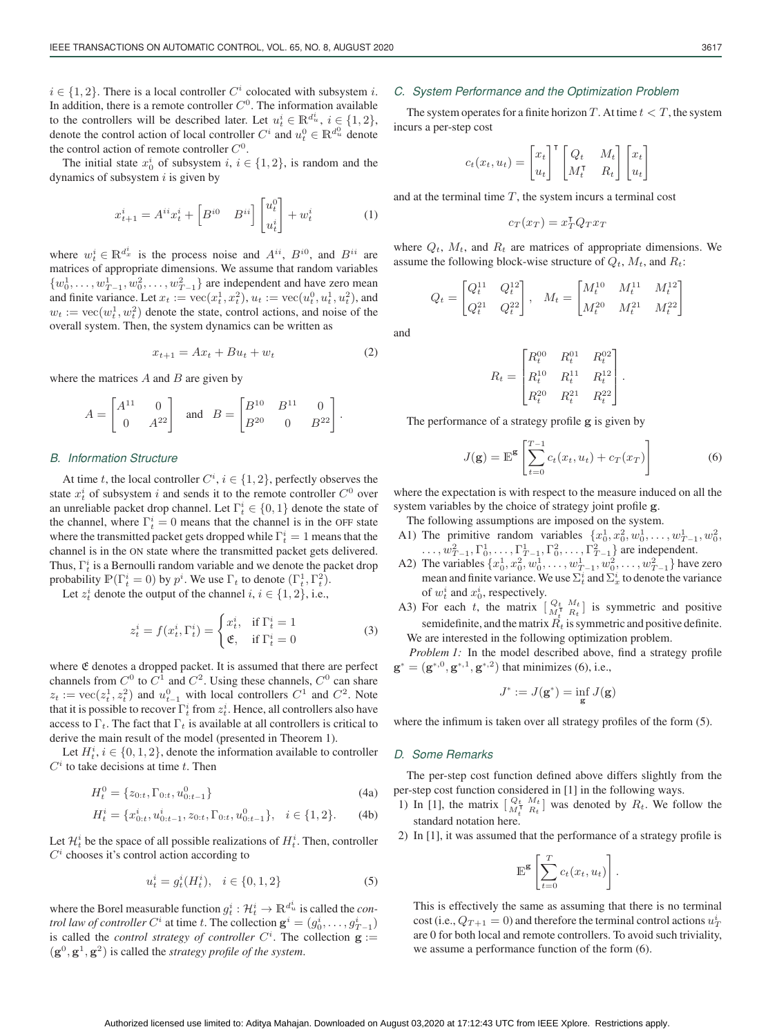$i \in \{1, 2\}$. There is a local controller $C^i$ colocated with subsystem $i$. In addition, there is a remote controller $C^0$. The information available to the controllers will be described later. Let $u_t^i \in \mathbb{R}^{d_u^i}$, $i \in \{1, 2\}$, denote the control action of local controller $C^i$ and $u_t^0 \in \mathbb{R}^{d_u^0}$ denote the control action of remote controller $C^0$.

The initial state $x_0^i$ of subsystem $i$, $i \in \{1, 2\}$, is random and the dynamics of subsystem $i$ is given by

$$x_{t+1}^i = A^{ii} x_t^i + \begin{bmatrix} B^{i0} & B^{ii} \end{bmatrix} \begin{bmatrix} u_t^0 \\ u_t^i \end{bmatrix} + w_t^i \tag{1}$$

where $w_t^i \in \mathbb{R}^{d_x^i}$ is the process noise and $A^{ii}$, $B^{i0}$, and $B^{ii}$ are matrices of appropriate dimensions. We assume that random variables $\{w_0^1, \ldots, w_{T-1}^1, w_0^2, \ldots, w_{T-1}^2\}$ are independent and have zero mean and finite variance. Let $x_t := \text{vec}(x_t^1, x_t^2)$, $u_t := \text{vec}(u_t^0, u_t^1, u_t^2)$, and $w_t := \text{vec}(w_t^1, w_t^2)$ denote the state, control actions, and noise of the overall system. Then, the system dynamics can be written as

$$x_{t+1} = A x_t + B u_t + w_t \tag{2}$$

where the matrices $A$ and $B$ are given by

$$A = \begin{bmatrix} A^{11} & 0 \\ 0 & A^{22} \end{bmatrix} \quad \text{and} \quad B = \begin{bmatrix} B^{10} & B^{11} & 0 \\ B^{20} & 0 & B^{22} \end{bmatrix}.$$

### *B. Information Structure*

At time $t$, the local controller $C^i$, $i \in \{1, 2\}$, perfectly observes the state $x_t^i$ of subsystem $i$ and sends it to the remote controller $C^0$ over an unreliable packet drop channel. Let $\Gamma_t^i \in \{0, 1\}$ denote the state of the channel, where $\Gamma_t^i = 0$ means that the channel is in the OFF state where the transmitted packet gets dropped while $\Gamma_t^i = 1$ means that the channel is in the ON state where the transmitted packet gets delivered. Thus, $\Gamma_t^i$ is a Bernoulli random variable and we denote the packet drop probability $\mathbb{P}(\Gamma_t^i = 0)$ by $p^i$. We use $\Gamma_t$ to denote $(\Gamma_t^1, \Gamma_t^2)$.

Let $z_t^i$ denote the output of the channel $i$, $i \in \{1, 2\}$, i.e.,

$$z_t^i = f(x_t^i, \Gamma_t^i) = \begin{cases} x_t^i, & \text{if } \Gamma_t^i = 1 \\ \mathfrak{E}, & \text{if } \Gamma_t^i = 0 \end{cases} \tag{3}$$

where $\mathfrak{E}$ denotes a dropped packet. It is assumed that there are perfect channels from $C^0$ to $C^1$ and $C^2$. Using these channels, $C^0$ can share $z_t := \text{vec}(z_t^1, z_t^2)$ and $u_{t-1}^0$ with local controllers $C^1$ and $C^2$. Note that it is possible to recover $\Gamma_t^i$ from $z_t^i$. Hence, all controllers also have access to $\Gamma_t$. The fact that $\Gamma_t$ is available at all controllers is critical to derive the main result of the model (presented in Theorem 1).

Let $H_t^i$, $i \in \{0, 1, 2\}$, denote the information available to controller $C^i$ to take decisions at time $t$. Then

$$H_t^0 = \{z_{0:t}, \Gamma_{0:t}, u_{0:t-1}^0\} \tag{4a}$$

$$H_t^i = \{x_{0:t}^i, u_{0:t-1}^i, z_{0:t}, \Gamma_{0:t}, u_{0:t-1}^0\}, \quad i \in \{1, 2\}. \tag{4b}$$

Let $\mathcal{H}_t^i$ be the space of all possible realizations of $H_t^i$. Then, controller $C^i$ chooses it's control action according to

$$u_t^i = g_t^i(H_t^i), \quad i \in \{0, 1, 2\} \tag{5}$$

where the Borel measurable function $g_t^i : \mathcal{H}_t^i \to \mathbb{R}^{d_u^i}$ is called the *control law of controller* $C^i$ at time $t$. The collection $\mathbf{g}^i = (g_0^i, \ldots, g_{T-1}^i)$ is called the *control strategy of controller* $C^i$. The collection $\mathbf{g} := (\mathbf{g}^0, \mathbf{g}^1, \mathbf{g}^2)$ is called the *strategy profile of the system*.

### *C. System Performance and the Optimization Problem*

The system operates for a finite horizon $T$. At time $t < T$, the system incurs a per-step cost

$$c_t(x_t, u_t) = \begin{bmatrix} x_t \\ u_t \end{bmatrix}^\intercal \begin{bmatrix} Q_t & M_t \\ M_t^\intercal & R_t \end{bmatrix} \begin{bmatrix} x_t \\ u_t \end{bmatrix}$$

and at the terminal time $T$, the system incurs a terminal cost

$$c_T(x_T) = x_T^\intercal Q_T x_T$$

where $Q_t$, $M_t$, and $R_t$ are matrices of appropriate dimensions. We assume the following block-wise structure of $Q_t$, $M_t$, and $R_t$:

$$Q_t = \begin{bmatrix} Q_t^{11} & Q_t^{12} \\ Q_t^{21} & Q_t^{22} \end{bmatrix}, \quad M_t = \begin{bmatrix} M_t^{10} & M_t^{11} & M_t^{12} \\ M_t^{20} & M_t^{21} & M_t^{22} \end{bmatrix}$$

and

$$R_t = \begin{bmatrix} R_t^{00} & R_t^{01} & R_t^{02} \\ R_t^{10} & R_t^{11} & R_t^{12} \\ R_t^{20} & R_t^{21} & R_t^{22} \end{bmatrix}.$$

The performance of a strategy profile $\mathbf{g}$ is given by

$$J(\mathbf{g}) = \mathbb{E}^{\mathbf{g}} \left[ \sum_{t=0}^{T-1} c_t(x_t, u_t) + c_T(x_T) \right] \tag{6}$$

where the expectation is with respect to the measure induced on all the system variables by the choice of strategy joint profile $\mathbf{g}$.

The following assumptions are imposed on the system.

A1) The primitive random variables $\{x_0^1, x_0^2, w_0^1, \ldots, w_{T-1}^1, w_0^2, \ldots, w_{T-1}^2, \Gamma_0^1, \ldots, \Gamma_{T-1}^1, \Gamma_0^2, \ldots, \Gamma_{T-1}^2\}$ are independent.

A2) The variables $\{x_0^1, x_0^2, w_0^1, \ldots, w_{T-1}^1, w_0^2, \ldots, w_{T-1}^2\}$ have zero mean and finite variance. We use $\Sigma_t^i$ and $\Sigma_x^i$ to denote the variance of $w_t^i$ and $x_0^i$, respectively.

A3) For each $t$, the matrix $\left[\begin{smallmatrix} Q_t & M_t \\ M_t^\intercal & R_t \end{smallmatrix}\right]$ is symmetric and positive semidefinite, and the matrix $R_t$ is symmetric and positive definite.

We are interested in the following optimization problem.

*Problem 1:* In the model described above, find a strategy profile $\mathbf{g}^* = (\mathbf{g}^{*,0}, \mathbf{g}^{*,1}, \mathbf{g}^{*,2})$ that minimizes (6), i.e.,

$$J^* := J(\mathbf{g}^*) = \inf_{\mathbf{g}} J(\mathbf{g})$$

where the infimum is taken over all strategy profiles of the form (5).

### *D. Some Remarks*

The per-step cost function defined above differs slightly from the per-step cost function considered in [1] in the following ways.

1) In [1], the matrix $\left[\begin{smallmatrix} Q_t & M_t \\ M_t^\intercal & R_t \end{smallmatrix}\right]$ was denoted by $R_t$. We follow the standard notation here.

2) In [1], it was assumed that the performance of a strategy profile is

$$\mathbb{E}^{\mathbf{g}} \left[ \sum_{t=0}^{T} c_t(x_t, u_t) \right].$$

This is effectively the same as assuming that there is no terminal cost (i.e., $Q_{T+1} = 0$) and therefore the terminal control actions $u_T^i$ are 0 for both local and remote controllers. To avoid such triviality, we assume a performance function of the form (6).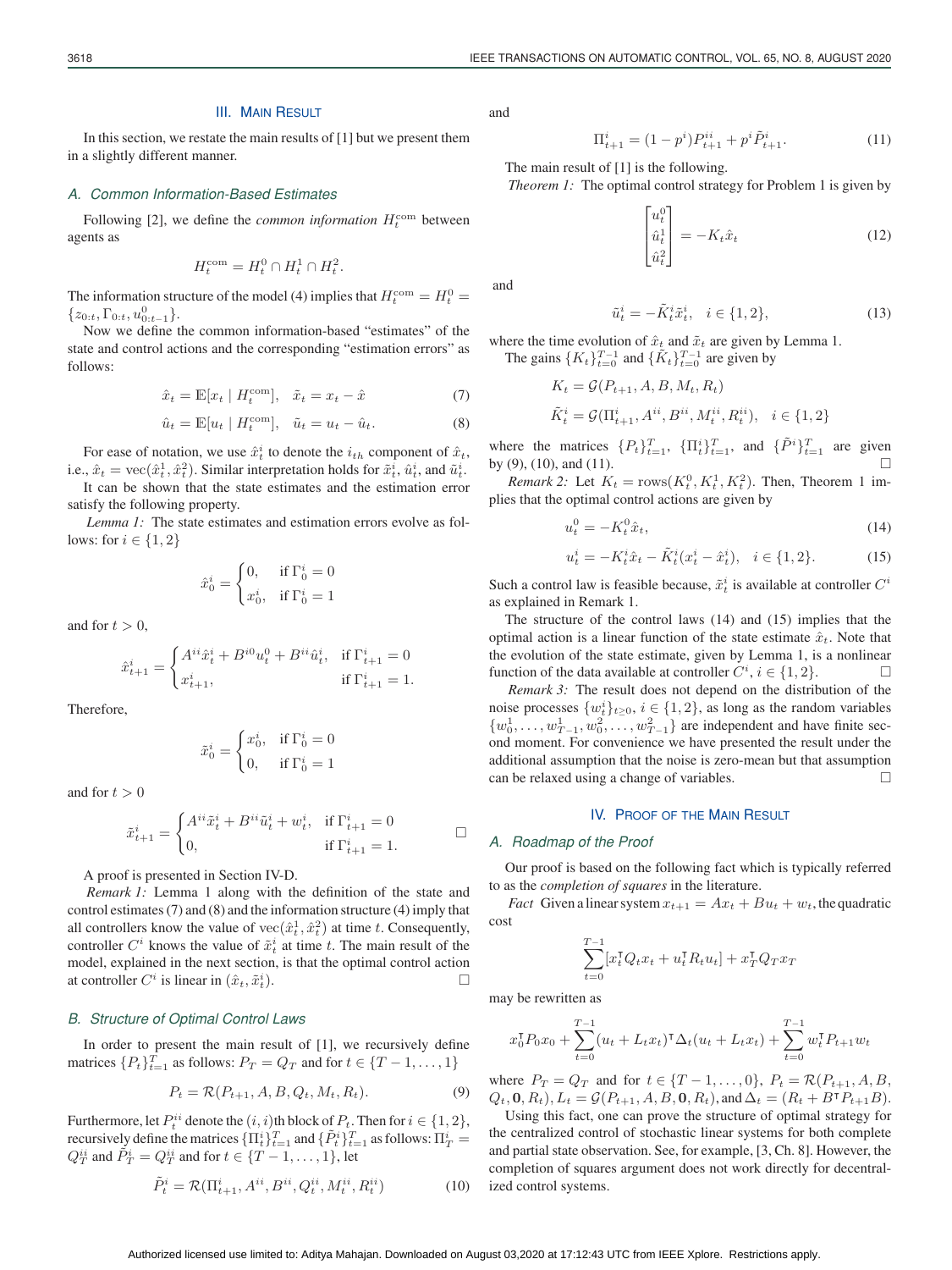## III. Main Result

In this section, we restate the main results of [1] but we present them in a slightly different manner.

### A. Common Information-Based Estimates

Following [2], we define the *common information* $H_t^{\text{com}}$ between agents as

$$H_t^{\text{com}} = H_t^0 \cap H_t^1 \cap H_t^2.$$

The information structure of the model (4) implies that $H_t^{\text{com}} = H_t^0 = \{z_{0:t}, \Gamma_{0:t}, u^0_{0:t-1}\}$.

Now we define the common information-based "estimates" of the state and control actions and the corresponding "estimation errors" as follows:

$$\hat{x}_t = \mathbb{E}[x_t \mid H_t^{\text{com}}], \quad \tilde{x}_t = x_t - \hat{x} \tag{7}$$

$$\hat{u}_t = \mathbb{E}[u_t \mid H_t^{\text{com}}], \quad \tilde{u}_t = u_t - \hat{u}_t. \tag{8}$$

For ease of notation, we use $\hat{x}_t^i$ to denote the $i_{th}$ component of $\hat{x}_t$, i.e., $\hat{x}_t = \text{vec}(\hat{x}_t^1, \hat{x}_t^2)$. Similar interpretation holds for $\tilde{x}_t^i$, $\hat{u}_t^i$, and $\tilde{u}_t^i$.

It can be shown that the state estimates and the estimation error satisfy the following property.

*Lemma 1:* The state estimates and estimation errors evolve as follows: for $i \in \{1, 2\}$

$$\hat{x}_0^i = \begin{cases} 0, & \text{if } \Gamma_0^i = 0 \\ x_0^i, & \text{if } \Gamma_0^i = 1 \end{cases}$$

and for $t > 0$,

$$\hat{x}_{t+1}^i = \begin{cases} A^{ii}\hat{x}_t^i + B^{i0}u_t^0 + B^{ii}\hat{u}_t^i, & \text{if } \Gamma_{t+1}^i = 0 \\ x_{t+1}^i, & \text{if } \Gamma_{t+1}^i = 1. \end{cases}$$

Therefore,

$$\tilde{x}_0^i = \begin{cases} x_0^i, & \text{if } \Gamma_0^i = 0 \\ 0, & \text{if } \Gamma_0^i = 1 \end{cases}$$

and for $t > 0$

$$\tilde{x}_{t+1}^i = \begin{cases} A^{ii}\tilde{x}_t^i + B^{ii}\tilde{u}_t^i + w_t^i, & \text{if } \Gamma_{t+1}^i = 0 \\ 0, & \text{if } \Gamma_{t+1}^i = 1. \end{cases}$$

□

A proof is presented in Section IV-D.

*Remark 1:* Lemma 1 along with the definition of the state and control estimates (7) and (8) and the information structure (4) imply that all controllers know the value of $\text{vec}(\hat{x}_t^1, \hat{x}_t^2)$ at time $t$. Consequently, controller $C^i$ knows the value of $\tilde{x}_t^i$ at time $t$. The main result of the model, explained in the next section, is that the optimal control action at controller $C^i$ is linear in $(\hat{x}_t, \tilde{x}_t^i)$. □

### B. Structure of Optimal Control Laws

In order to present the main result of [1], we recursively define matrices $\{P_t\}_{t=1}^T$ as follows: $P_T = Q_T$ and for $t \in \{T-1, \ldots, 1\}$

$$P_t = \mathcal{R}(P_{t+1}, A, B, Q_t, M_t, R_t). \tag{9}$$

Furthermore, let $P_t^{ii}$ denote the $(i,i)$th block of $P_t$. Then for $i \in \{1, 2\}$, recursively define the matrices $\{\Pi_t^i\}_{t=1}^T$ and $\{\tilde{P}_t^i\}_{t=1}^T$ as follows: $\Pi_T^i = Q_T^{ii}$ and $\tilde{P}_T^i = Q_T^{ii}$ and for $t \in \{T-1, \ldots, 1\}$, let

$$\tilde{P}_t^i = \mathcal{R}(\Pi_{t+1}^i, A^{ii}, B^{ii}, Q_t^{ii}, M_t^{ii}, R_t^{ii}) \tag{10}$$

and

$$\Pi_{t+1}^i = (1 - p^i)P_{t+1}^{ii} + p^i\tilde{P}_{t+1}^i. \tag{11}$$

The main result of [1] is the following.

*Theorem 1:* The optimal control strategy for Problem 1 is given by

$$\begin{bmatrix} u_t^0 \\ \hat{u}_t^1 \\ \hat{u}_t^2 \end{bmatrix} = -K_t\hat{x}_t \tag{12}$$

and

$$\tilde{u}_t^i = -\tilde{K}_t^i\tilde{x}_t^i, \quad i \in \{1, 2\}, \tag{13}$$

where the time evolution of $\hat{x}_t$ and $\tilde{x}_t$ are given by Lemma 1.

The gains $\{K_t\}_{t=0}^{T-1}$ and $\{\tilde{K}_t\}_{t=0}^{T-1}$ are given by

$$K_t = \mathcal{G}(P_{t+1}, A, B, M_t, R_t)$$

$$\tilde{K}_t^i = \mathcal{G}(\Pi_{t+1}^i, A^{ii}, B^{ii}, M_t^{ii}, R_t^{ii}), \quad i \in \{1, 2\}$$

where the matrices $\{P_t\}_{t=1}^T$, $\{\Pi_t^i\}_{t=1}^T$, and $\{\tilde{P}^i\}_{t=1}^T$ are given by (9), (10), and (11). □

*Remark 2:* Let $K_t = \text{rows}(K_t^0, K_t^1, K_t^2)$. Then, Theorem 1 implies that the optimal control actions are given by

$$u_t^0 = -K_t^0\hat{x}_t, \tag{14}$$

$$u_t^i = -K_t^i\hat{x}_t - \tilde{K}_t^i(x_t^i - \hat{x}_t^i), \quad i \in \{1, 2\}. \tag{15}$$

Such a control law is feasible because, $\tilde{x}_t^i$ is available at controller $C^i$ as explained in Remark 1.

The structure of the control laws (14) and (15) implies that the optimal action is a linear function of the state estimate $\hat{x}_t$. Note that the evolution of the state estimate, given by Lemma 1, is a nonlinear function of the data available at controller $C^i$, $i \in \{1, 2\}$. □

*Remark 3:* The result does not depend on the distribution of the noise processes $\{w_t^i\}_{t \geq 0}$, $i \in \{1, 2\}$, as long as the random variables $\{w_0^1, \ldots, w_{T-1}^1, w_0^2, \ldots, w_{T-1}^2\}$ are independent and have finite second moment. For convenience we have presented the result under the additional assumption that the noise is zero-mean but that assumption can be relaxed using a change of variables. □

## IV. Proof of the Main Result

### A. Roadmap of the Proof

Our proof is based on the following fact which is typically referred to as the *completion of squares* in the literature.

*Fact* Given a linear system $x_{t+1} = Ax_t + Bu_t + w_t$, the quadratic cost

$$\sum_{t=0}^{T-1}[x_t^\intercal Q_t x_t + u_t^\intercal R_t u_t] + x_T^\intercal Q_T x_T$$

may be rewritten as

$$x_0^\intercal P_0 x_0 + \sum_{t=0}^{T-1}(u_t + L_t x_t)^\intercal \Delta_t (u_t + L_t x_t) + \sum_{t=0}^{T-1} w_t^\intercal P_{t+1} w_t$$

where $P_T = Q_T$ and for $t \in \{T-1, \ldots, 0\}$, $P_t = \mathcal{R}(P_{t+1}, A, B, Q_t, \mathbf{0}, R_t)$, $L_t = \mathcal{G}(P_{t+1}, A, B, \mathbf{0}, R_t)$, and $\Delta_t = (R_t + B^\intercal P_{t+1}B)$.

Using this fact, one can prove the structure of optimal strategy for the centralized control of stochastic linear systems for both complete and partial state observation. See, for example, [3, Ch. 8]. However, the completion of squares argument does not work directly for decentralized control systems.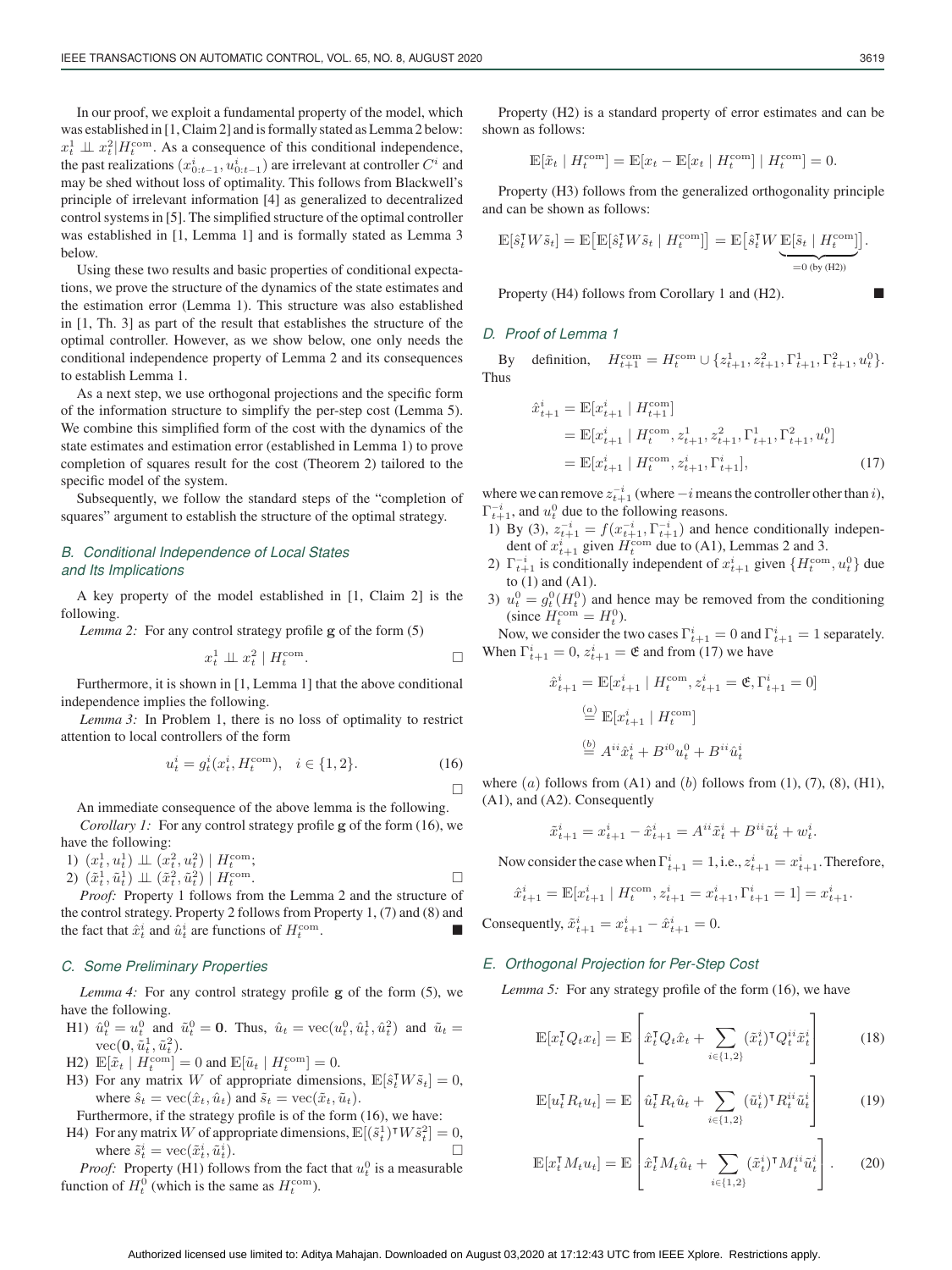In our proof, we exploit a fundamental property of the model, which was established in [1, Claim 2] and is formally stated as Lemma 2 below: $x_t^1 \perp\!\!\!\perp x_t^2 | H_t^{\text{com}}$. As a consequence of this conditional independence, the past realizations $(x_{0:t-1}^i, u_{0:t-1}^i)$ are irrelevant at controller $C^i$ and may be shed without loss of optimality. This follows from Blackwell's principle of irrelevant information [4] as generalized to decentralized control systems in [5]. The simplified structure of the optimal controller was established in [1, Lemma 1] and is formally stated as Lemma 3 below.

Using these two results and basic properties of conditional expectations, we prove the structure of the dynamics of the state estimates and the estimation error (Lemma 1). This structure was also established in [1, Th. 3] as part of the result that establishes the structure of the optimal controller. However, as we show below, one only needs the conditional independence property of Lemma 2 and its consequences to establish Lemma 1.

As a next step, we use orthogonal projections and the specific form of the information structure to simplify the per-step cost (Lemma 5). We combine this simplified form of the cost with the dynamics of the state estimates and estimation error (established in Lemma 1) to prove completion of squares result for the cost (Theorem 2) tailored to the specific model of the system.

Subsequently, we follow the standard steps of the "completion of squares" argument to establish the structure of the optimal strategy.

### *B. Conditional Independence of Local States and Its Implications*

A key property of the model established in [1, Claim 2] is the following.

*Lemma 2:* For any control strategy profile $\mathbf{g}$ of the form (5)

$$x_t^1 \perp\!\!\!\perp x_t^2 \mid H_t^{\text{com}}. \qquad \square$$

Furthermore, it is shown in [1, Lemma 1] that the above conditional independence implies the following.

*Lemma 3:* In Problem 1, there is no loss of optimality to restrict attention to local controllers of the form

$$u_t^i = g_t^i(x_t^i, H_t^{\text{com}}), \quad i \in \{1, 2\}. \tag{16}$$

$\square$

An immediate consequence of the above lemma is the following.

*Corollary 1:* For any control strategy profile $\mathbf{g}$ of the form (16), we have the following:

1) $(x_t^1, u_t^1) \perp\!\!\!\perp (x_t^2, u_t^2) \mid H_t^{\text{com}}$;
2) $(\tilde{x}_t^1, \tilde{u}_t^1) \perp\!\!\!\perp (\tilde{x}_t^2, \tilde{u}_t^2) \mid H_t^{\text{com}}$. $\square$

*Proof:* Property 1 follows from the Lemma 2 and the structure of the control strategy. Property 2 follows from Property 1, (7) and (8) and the fact that $\hat{x}_t^i$ and $\hat{u}_t^i$ are functions of $H_t^{\text{com}}$. ■

### *C. Some Preliminary Properties*

*Lemma 4:* For any control strategy profile $\mathbf{g}$ of the form (5), we have the following.

H1) $\hat{u}_t^0 = u_t^0$ and $\tilde{u}_t^0 = \mathbf{0}$. Thus, $\hat{u}_t = \text{vec}(u_t^0, \hat{u}_t^1, \hat{u}_t^2)$ and $\tilde{u}_t = \text{vec}(\mathbf{0}, \tilde{u}_t^1, \tilde{u}_t^2)$.

H2) $\mathbb{E}[\tilde{x}_t \mid H_t^{\text{com}}] = 0$ and $\mathbb{E}[\tilde{u}_t \mid H_t^{\text{com}}] = 0$.

H3) For any matrix $W$ of appropriate dimensions, $\mathbb{E}[\hat{s}_t^\intercal W \tilde{s}_t] = 0$, where $\hat{s}_t = \text{vec}(\hat{x}_t, \hat{u}_t)$ and $\tilde{s}_t = \text{vec}(\tilde{x}_t, \tilde{u}_t)$.

Furthermore, if the strategy profile is of the form (16), we have:

H4) For any matrix $W$ of appropriate dimensions, $\mathbb{E}[(\tilde{s}_t^1)^\intercal W \tilde{s}_t^2] = 0$, where $\tilde{s}_t^i = \text{vec}(\tilde{x}_t^i, \tilde{u}_t^i)$. $\square$

*Proof:* Property (H1) follows from the fact that $u_t^0$ is a measurable function of $H_t^0$ (which is the same as $H_t^{\text{com}}$).

Property (H2) is a standard property of error estimates and can be shown as follows:

$$\mathbb{E}[\tilde{x}_t \mid H_t^{\text{com}}] = \mathbb{E}[x_t - \mathbb{E}[x_t \mid H_t^{\text{com}}] \mid H_t^{\text{com}}] = 0.$$

Property (H3) follows from the generalized orthogonality principle and can be shown as follows:

$$\mathbb{E}[\hat{s}_t^\intercal W \tilde{s}_t] = \mathbb{E}\big[\mathbb{E}[\hat{s}_t^\intercal W \tilde{s}_t \mid H_t^{\text{com}}]\big] = \mathbb{E}\big[\hat{s}_t^\intercal W \underbrace{\mathbb{E}[\tilde{s}_t \mid H_t^{\text{com}}]}_{=0 \text{ (by (H2))}}\big].$$

Property (H4) follows from Corollary 1 and (H2). ■

### *D. Proof of Lemma 1*

By definition, $H_{t+1}^{\text{com}} = H_t^{\text{com}} \cup \{z_{t+1}^1, z_{t+1}^2, \Gamma_{t+1}^1, \Gamma_{t+1}^2, u_t^0\}$. Thus

$$\begin{aligned}
\hat{x}_{t+1}^i &= \mathbb{E}[x_{t+1}^i \mid H_{t+1}^{\text{com}}] \\
&= \mathbb{E}[x_{t+1}^i \mid H_t^{\text{com}}, z_{t+1}^1, z_{t+1}^2, \Gamma_{t+1}^1, \Gamma_{t+1}^2, u_t^0] \\
&= \mathbb{E}[x_{t+1}^i \mid H_t^{\text{com}}, z_{t+1}^i, \Gamma_{t+1}^i],
\end{aligned} \tag{17}$$

where we can remove $z_{t+1}^{-i}$ (where $-i$ means the controller other than $i$), $\Gamma_{t+1}^{-i}$, and $u_t^0$ due to the following reasons.

1) By (3), $z_{t+1}^{-i} = f(x_{t+1}^{-i}, \Gamma_{t+1}^{-i})$ and hence conditionally independent of $x_{t+1}^i$ given $H_t^{\text{com}}$ due to (A1), Lemmas 2 and 3.
2) $\Gamma_{t+1}^{-i}$ is conditionally independent of $x_{t+1}^i$ given $\{H_t^{\text{com}}, u_t^0\}$ due to (1) and (A1).
3) $u_t^0 = g_t^0(H_t^0)$ and hence may be removed from the conditioning (since $H_t^{\text{com}} = H_t^0$).

Now, we consider the two cases $\Gamma_{t+1}^i = 0$ and $\Gamma_{t+1}^i = 1$ separately. When $\Gamma_{t+1}^i = 0$, $z_{t+1}^i = \mathfrak{E}$ and from (17) we have

$$\begin{aligned}
\hat{x}_{t+1}^i &= \mathbb{E}[x_{t+1}^i \mid H_t^{\text{com}}, z_{t+1}^i = \mathfrak{E}, \Gamma_{t+1}^i = 0] \\
&\overset{(a)}{=} \mathbb{E}[x_{t+1}^i \mid H_t^{\text{com}}] \\
&\overset{(b)}{=} A^{ii}\hat{x}_t^i + B^{i0}u_t^0 + B^{ii}\hat{u}_t^i
\end{aligned}$$

where $(a)$ follows from (A1) and $(b)$ follows from (1), (7), (8), (H1), (A1), and (A2). Consequently

$$\tilde{x}_{t+1}^i = x_{t+1}^i - \hat{x}_{t+1}^i = A^{ii}\tilde{x}_t^i + B^{ii}\tilde{u}_t^i + w_t^i.$$

Now consider the case when $\Gamma_{t+1}^i = 1$, i.e., $z_{t+1}^i = x_{t+1}^i$. Therefore,

$$\hat{x}_{t+1}^i = \mathbb{E}[x_{t+1}^i \mid H_t^{\text{com}}, z_{t+1}^i = x_{t+1}^i, \Gamma_{t+1}^i = 1] = x_{t+1}^i.$$

Consequently, $\tilde{x}_{t+1}^i = x_{t+1}^i - \hat{x}_{t+1}^i = 0$.

### *E. Orthogonal Projection for Per-Step Cost*

*Lemma 5:* For any strategy profile of the form (16), we have

$$\mathbb{E}[x_t^\intercal Q_t x_t] = \mathbb{E}\left[\hat{x}_t^\intercal Q_t \hat{x}_t + \sum_{i \in \{1,2\}} (\tilde{x}_t^i)^\intercal Q_t^{ii} \tilde{x}_t^i\right] \tag{18}$$

$$\mathbb{E}[u_t^\intercal R_t u_t] = \mathbb{E}\left[\hat{u}_t^\intercal R_t \hat{u}_t + \sum_{i \in \{1,2\}} (\tilde{u}_t^i)^\intercal R_t^{ii} \tilde{u}_t^i\right] \tag{19}$$

$$\mathbb{E}[x_t^\intercal M_t u_t] = \mathbb{E}\left[\hat{x}_t^\intercal M_t \hat{u}_t + \sum_{i \in \{1,2\}} (\tilde{x}_t^i)^\intercal M_t^{ii} \tilde{u}_t^i\right]. \tag{20}$$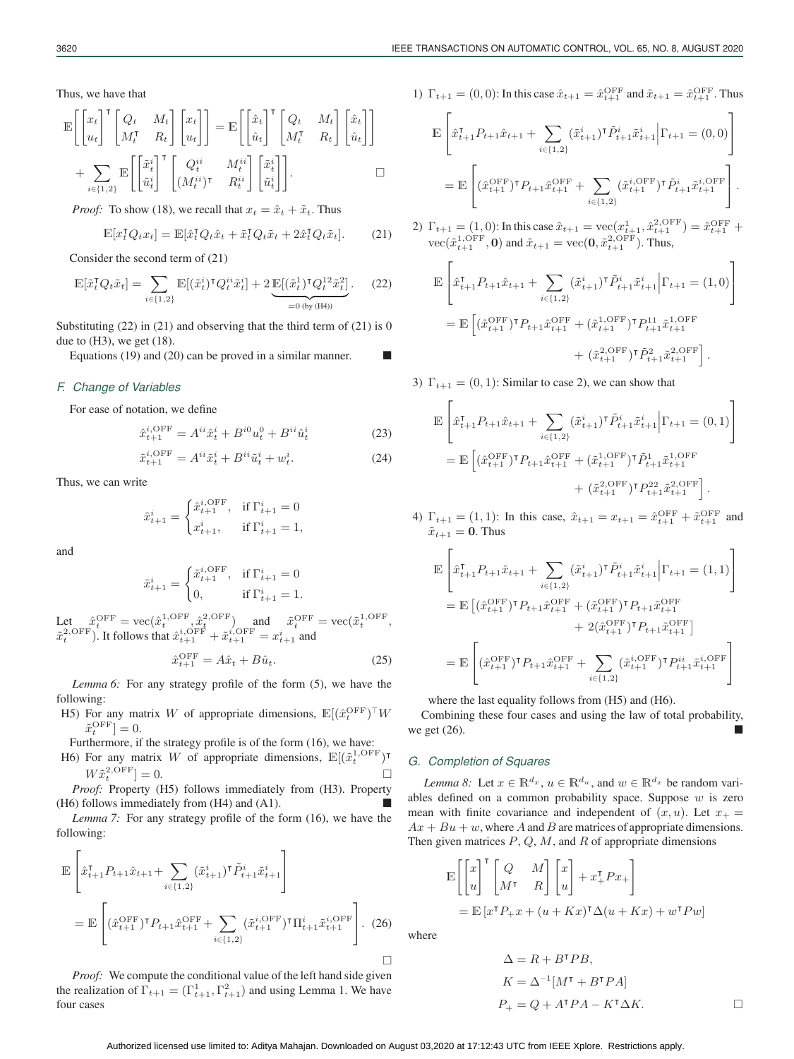Thus, we have that

$$\mathbb{E}\left[\begin{bmatrix} x_t \\ u_t \end{bmatrix}^\intercal \begin{bmatrix} Q_t & M_t \\ M_t^\intercal & R_t \end{bmatrix} \begin{bmatrix} x_t \\ u_t \end{bmatrix}\right] = \mathbb{E}\left[\begin{bmatrix} \hat{x}_t \\ \hat{u}_t \end{bmatrix}^\intercal \begin{bmatrix} Q_t & M_t \\ M_t^\intercal & R_t \end{bmatrix} \begin{bmatrix} \hat{x}_t \\ \hat{u}_t \end{bmatrix}\right]$$
$$+ \sum_{i \in \{1,2\}} \mathbb{E}\left[\begin{bmatrix} \tilde{x}_t^i \\ \tilde{u}_t^i \end{bmatrix}^\intercal \begin{bmatrix} Q_t^{ii} & M_t^{ii} \\ (M_t^{ii})^\intercal & R_t^{ii} \end{bmatrix} \begin{bmatrix} \tilde{x}_t^i \\ \tilde{u}_t^i \end{bmatrix}\right]. \qquad \square$$

*Proof:* To show (18), we recall that $x_t = \hat{x}_t + \tilde{x}_t$. Thus

$$\mathbb{E}[x_t^\intercal Q_t x_t] = \mathbb{E}[\hat{x}_t^\intercal Q_t \hat{x}_t + \tilde{x}_t^\intercal Q_t \tilde{x}_t + 2\hat{x}_t^\intercal Q_t \tilde{x}_t]. \tag{21}$$

Consider the second term of (21)

$$\mathbb{E}[\tilde{x}_t^\intercal Q_t \tilde{x}_t] = \sum_{i \in \{1,2\}} \mathbb{E}[(\tilde{x}_t^i)^\intercal Q_t^{ii} \tilde{x}_t^i] + 2\underbrace{\mathbb{E}[(\tilde{x}_t^1)^\intercal Q_t^{12} \tilde{x}_t^2]}_{=0 \text{ (by (H4))}}. \tag{22}$$

Substituting (22) in (21) and observing that the third term of (21) is 0 due to (H3), we get (18).

Equations (19) and (20) can be proved in a similar manner. ■

### F. Change of Variables

For ease of notation, we define

$$\hat{x}_{t+1}^{i,\text{OFF}} = A^{ii}\hat{x}_t^i + B^{i0}u_t^0 + B^{ii}\hat{u}_t^i \tag{23}$$

$$\tilde{x}_{t+1}^{i,\text{OFF}} = A^{ii}\tilde{x}_t^i + B^{ii}\tilde{u}_t^i + w_t^i. \tag{24}$$

Thus, we can write

$$\hat{x}_{t+1}^i = \begin{cases} \hat{x}_{t+1}^{i,\text{OFF}}, & \text{if } \Gamma_{t+1}^i = 0 \\ x_{t+1}^i, & \text{if } \Gamma_{t+1}^i = 1, \end{cases}$$

and

$$\tilde{x}_{t+1}^i = \begin{cases} \tilde{x}_{t+1}^{i,\text{OFF}}, & \text{if } \Gamma_{t+1}^i = 0 \\ 0, & \text{if } \Gamma_{t+1}^i = 1. \end{cases}$$

Let $\hat{x}_t^{\text{OFF}} = \text{vec}(\hat{x}_t^{1,\text{OFF}}, \hat{x}_t^{2,\text{OFF}})$ and $\tilde{x}_t^{\text{OFF}} = \text{vec}(\tilde{x}_t^{1,\text{OFF}}, \tilde{x}_t^{2,\text{OFF}})$. It follows that $\hat{x}_{t+1}^{i,\text{OFF}} + \tilde{x}_{t+1}^{i,\text{OFF}} = x_{t+1}^i$ and

$$\hat{x}_{t+1}^{\text{OFF}} = A\hat{x}_t + B\hat{u}_t. \tag{25}$$

*Lemma 6:* For any strategy profile of the form (5), we have the following:

H5) For any matrix $W$ of appropriate dimensions, $\mathbb{E}[(\hat{x}_t^{\text{OFF}})^\top W \tilde{x}_t^{\text{OFF}}] = 0$.

Furthermore, if the strategy profile is of the form (16), we have:

H6) For any matrix $W$ of appropriate dimensions, $\mathbb{E}[(\tilde{x}_t^{1,\text{OFF}})^\intercal W \tilde{x}_t^{2,\text{OFF}}] = 0$. □

*Proof:* Property (H5) follows immediately from (H3). Property (H6) follows immediately from (H4) and (A1). ■

*Lemma 7:* For any strategy profile of the form (16), we have the following:

$$\mathbb{E}\left[\hat{x}_{t+1}^\intercal P_{t+1}\hat{x}_{t+1} + \sum_{i\in\{1,2\}} (\tilde{x}_{t+1}^i)^\intercal \tilde{P}_{t+1}^i \tilde{x}_{t+1}^i\right]$$
$$= \mathbb{E}\left[(\hat{x}_{t+1}^{\text{OFF}})^\intercal P_{t+1}\hat{x}_{t+1}^{\text{OFF}} + \sum_{i\in\{1,2\}} (\tilde{x}_{t+1}^{i,\text{OFF}})^\intercal \Pi_{t+1}^i \tilde{x}_{t+1}^{i,\text{OFF}}\right]. \tag{26}$$

□

*Proof:* We compute the conditional value of the left hand side given the realization of $\Gamma_{t+1} = (\Gamma_{t+1}^1, \Gamma_{t+1}^2)$ and using Lemma 1. We have four cases

1) $\Gamma_{t+1} = (0,0)$: In this case $\hat{x}_{t+1} = \hat{x}_{t+1}^{\text{OFF}}$ and $\tilde{x}_{t+1} = \tilde{x}_{t+1}^{\text{OFF}}$. Thus

$$\mathbb{E}\left[\hat{x}_{t+1}^\intercal P_{t+1}\hat{x}_{t+1} + \sum_{i\in\{1,2\}} (\tilde{x}_{t+1}^i)^\intercal \tilde{P}_{t+1}^i \tilde{x}_{t+1}^i \Big| \Gamma_{t+1} = (0,0)\right]$$
$$= \mathbb{E}\left[(\hat{x}_{t+1}^{\text{OFF}})^\intercal P_{t+1}\hat{x}_{t+1}^{\text{OFF}} + \sum_{i\in\{1,2\}} (\tilde{x}_{t+1}^{i,\text{OFF}})^\intercal \tilde{P}_{t+1}^i \tilde{x}_{t+1}^{i,\text{OFF}}\right].$$

2) $\Gamma_{t+1} = (1,0)$: In this case $\hat{x}_{t+1} = \text{vec}(x_{t+1}^1, \hat{x}_{t+1}^{2,\text{OFF}}) = \hat{x}_{t+1}^{\text{OFF}} + \text{vec}(\tilde{x}_{t+1}^{1,\text{OFF}}, \mathbf{0})$ and $\tilde{x}_{t+1} = \text{vec}(\mathbf{0}, \tilde{x}_{t+1}^{2,\text{OFF}})$. Thus,

$$\mathbb{E}\left[\hat{x}_{t+1}^\intercal P_{t+1}\hat{x}_{t+1} + \sum_{i\in\{1,2\}} (\tilde{x}_{t+1}^i)^\intercal \tilde{P}_{t+1}^i \tilde{x}_{t+1}^i \Big| \Gamma_{t+1} = (1,0)\right]$$
$$= \mathbb{E}\Big[(\hat{x}_{t+1}^{\text{OFF}})^\intercal P_{t+1}\hat{x}_{t+1}^{\text{OFF}} + (\tilde{x}_{t+1}^{1,\text{OFF}})^\intercal P_{t+1}^{11} \tilde{x}_{t+1}^{1,\text{OFF}}$$
$$+ (\tilde{x}_{t+1}^{2,\text{OFF}})^\intercal \tilde{P}_{t+1}^2 \tilde{x}_{t+1}^{2,\text{OFF}}\Big].$$

3) $\Gamma_{t+1} = (0,1)$: Similar to case 2), we can show that

$$\mathbb{E}\left[\hat{x}_{t+1}^\intercal P_{t+1}\hat{x}_{t+1} + \sum_{i\in\{1,2\}} (\tilde{x}_{t+1}^i)^\intercal \tilde{P}_{t+1}^i \tilde{x}_{t+1}^i \Big| \Gamma_{t+1} = (0,1)\right]$$
$$= \mathbb{E}\Big[(\hat{x}_{t+1}^{\text{OFF}})^\intercal P_{t+1}\hat{x}_{t+1}^{\text{OFF}} + (\tilde{x}_{t+1}^{1,\text{OFF}})^\intercal \tilde{P}_{t+1}^1 \tilde{x}_{t+1}^{1,\text{OFF}}$$
$$+ (\tilde{x}_{t+1}^{2,\text{OFF}})^\intercal P_{t+1}^{22} \tilde{x}_{t+1}^{2,\text{OFF}}\Big].$$

4) $\Gamma_{t+1} = (1,1)$: In this case, $\hat{x}_{t+1} = x_{t+1} = \hat{x}_{t+1}^{\text{OFF}} + \tilde{x}_{t+1}^{\text{OFF}}$ and $\tilde{x}_{t+1} = \mathbf{0}$. Thus

$$\mathbb{E}\left[\hat{x}_{t+1}^\intercal P_{t+1}\hat{x}_{t+1} + \sum_{i\in\{1,2\}} (\tilde{x}_{t+1}^i)^\intercal \tilde{P}_{t+1}^i \tilde{x}_{t+1}^i \Big| \Gamma_{t+1} = (1,1)\right]$$
$$= \mathbb{E}\big[(\hat{x}_{t+1}^{\text{OFF}})^\intercal P_{t+1}\hat{x}_{t+1}^{\text{OFF}} + (\tilde{x}_{t+1}^{\text{OFF}})^\intercal P_{t+1}\tilde{x}_{t+1}^{\text{OFF}}$$
$$+ 2(\hat{x}_{t+1}^{\text{OFF}})^\intercal P_{t+1}\tilde{x}_{t+1}^{\text{OFF}}\big]$$
$$= \mathbb{E}\left[(\hat{x}_{t+1}^{\text{OFF}})^\intercal P_{t+1}\hat{x}_{t+1}^{\text{OFF}} + \sum_{i\in\{1,2\}} (\tilde{x}_{t+1}^{i,\text{OFF}})^\intercal P_{t+1}^{ii} \tilde{x}_{t+1}^{i,\text{OFF}}\right]$$

where the last equality follows from (H5) and (H6).

Combining these four cases and using the law of total probability, we get (26). ■

### G. Completion of Squares

*Lemma 8:* Let $x \in \mathbb{R}^{d_x}$, $u \in \mathbb{R}^{d_u}$, and $w \in \mathbb{R}^{d_x}$ be random variables defined on a common probability space. Suppose $w$ is zero mean with finite covariance and independent of $(x, u)$. Let $x_+ = Ax + Bu + w$, where $A$ and $B$ are matrices of appropriate dimensions. Then given matrices $P$, $Q$, $M$, and $R$ of appropriate dimensions

$$\mathbb{E}\left[\begin{bmatrix} x \\ u \end{bmatrix}^\intercal \begin{bmatrix} Q & M \\ M^\intercal & R \end{bmatrix} \begin{bmatrix} x \\ u \end{bmatrix} + x_+^\intercal P x_+\right]$$
$$= \mathbb{E}\left[x^\intercal P_+ x + (u + Kx)^\intercal \Delta (u + Kx) + w^\intercal P w\right]$$

where

$$\Delta = R + B^\intercal P B,$$
$$K = \Delta^{-1}[M^\intercal + B^\intercal P A]$$
$$P_+ = Q + A^\intercal P A - K^\intercal \Delta K. \qquad \square$$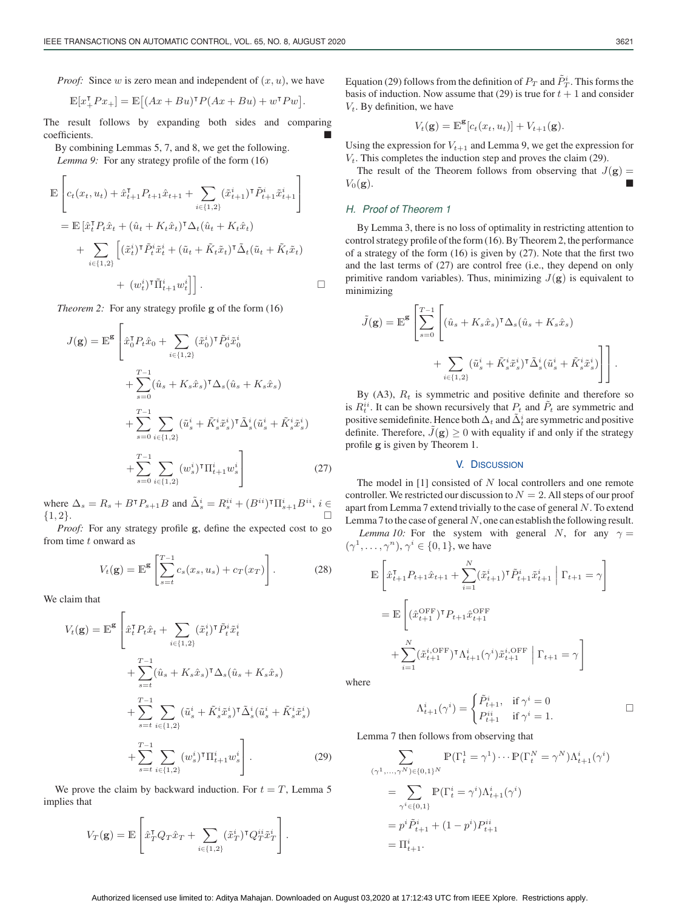*Proof:* Since $w$ is zero mean and independent of $(x, u)$, we have

$$\mathbb{E}[x_+^\intercal P x_+] = \mathbb{E}\big[(Ax + Bu)^\intercal P (Ax + Bu) + w^\intercal P w\big].$$

The result follows by expanding both sides and comparing coefficients. ■

By combining Lemmas 5, 7, and 8, we get the following.

*Lemma 9:* For any strategy profile of the form (16)

$$\mathbb{E}\left[c_t(x_t, u_t) + \hat{x}_{t+1}^\intercal P_{t+1} \hat{x}_{t+1} + \sum_{i \in \{1,2\}} (\tilde{x}_{t+1}^i)^\intercal \tilde{P}_{t+1}^i \tilde{x}_{t+1}^i\right]$$
$$= \mathbb{E}\Big[\hat{x}_t^\intercal P_t \hat{x}_t + (\hat{u}_t + K_t \hat{x}_t)^\intercal \Delta_t (\hat{u}_t + K_t \hat{x}_t) + \sum_{i \in \{1,2\}} \Big[(\tilde{x}_t^i)^\intercal \tilde{P}_t^i \tilde{x}_t^i + (\tilde{u}_t + \tilde{K}_t \tilde{x}_t)^\intercal \tilde{\Delta}_t (\tilde{u}_t + \tilde{K}_t \tilde{x}_t) + (w_t^i)^\intercal \tilde{\Pi}_{t+1}^i w_t^i\Big]\Big].$$

□

*Theorem 2:* For any strategy profile $\mathbf{g}$ of the form (16)

$$J(\mathbf{g}) = \mathbb{E}^{\mathbf{g}}\Bigg[\hat{x}_0^\intercal P_t \hat{x}_0 + \sum_{i \in \{1,2\}} (\tilde{x}_0^i)^\intercal \tilde{P}_0^i \tilde{x}_0^i + \sum_{s=0}^{T-1} (\hat{u}_s + K_s \hat{x}_s)^\intercal \Delta_s (\hat{u}_s + K_s \hat{x}_s) + \sum_{s=0}^{T-1} \sum_{i \in \{1,2\}} (\tilde{u}_s^i + \tilde{K}_s^i \tilde{x}_s^i)^\intercal \tilde{\Delta}_s^i (\tilde{u}_s^i + \tilde{K}_s^i \tilde{x}_s^i) + \sum_{s=0}^{T-1} \sum_{i \in \{1,2\}} (w_s^i)^\intercal \Pi_{t+1}^i w_s^i\Bigg] \tag{27}$$

where $\Delta_s = R_s + B^\intercal P_{s+1} B$ and $\tilde{\Delta}_s^i = R_s^{ii} + (B^{ii})^\intercal \Pi_{s+1}^i B^{ii}$, $i \in \{1, 2\}$. □

*Proof:* For any strategy profile $\mathbf{g}$, define the expected cost to go from time $t$ onward as

$$V_t(\mathbf{g}) = \mathbb{E}^{\mathbf{g}}\left[\sum_{s=t}^{T-1} c_s(x_s, u_s) + c_T(x_T)\right]. \tag{28}$$

We claim that

$$V_t(\mathbf{g}) = \mathbb{E}^{\mathbf{g}}\Bigg[\hat{x}_t^\intercal P_t \hat{x}_t + \sum_{i \in \{1,2\}} (\tilde{x}_t^i)^\intercal \tilde{P}_t^i \tilde{x}_t^i + \sum_{s=t}^{T-1} (\hat{u}_s + K_s \hat{x}_s)^\intercal \Delta_s (\hat{u}_s + K_s \hat{x}_s) + \sum_{s=t}^{T-1} \sum_{i \in \{1,2\}} (\tilde{u}_s^i + \tilde{K}_s^i \tilde{x}_s^i)^\intercal \tilde{\Delta}_s^i (\tilde{u}_s^i + \tilde{K}_s^i \tilde{x}_s^i) + \sum_{s=t}^{T-1} \sum_{i \in \{1,2\}} (w_s^i)^\intercal \Pi_{t+1}^i w_s^i\Bigg]. \tag{29}$$

We prove the claim by backward induction. For $t = T$, Lemma 5 implies that

$$V_T(\mathbf{g}) = \mathbb{E}\left[\hat{x}_T^\intercal Q_T \hat{x}_T + \sum_{i \in \{1,2\}} (\tilde{x}_T^i)^\intercal Q_T^{ii} \tilde{x}_T^i\right].$$

Equation (29) follows from the definition of $P_T$ and $\tilde{P}_T^i$. This forms the basis of induction. Now assume that (29) is true for $t + 1$ and consider $V_t$. By definition, we have

$$V_t(\mathbf{g}) = \mathbb{E}^{\mathbf{g}}[c_t(x_t, u_t)] + V_{t+1}(\mathbf{g}).$$

Using the expression for $V_{t+1}$ and Lemma 9, we get the expression for $V_t$. This completes the induction step and proves the claim (29).

The result of the Theorem follows from observing that $J(\mathbf{g}) = V_0(\mathbf{g})$. ■

### H. Proof of Theorem 1

By Lemma 3, there is no loss of optimality in restricting attention to control strategy profile of the form (16). By Theorem 2, the performance of a strategy of the form (16) is given by (27). Note that the first two and the last terms of (27) are control free (i.e., they depend on only primitive random variables). Thus, minimizing $J(\mathbf{g})$ is equivalent to minimizing

$$\tilde{J}(\mathbf{g}) = \mathbb{E}^{\mathbf{g}}\left[\sum_{s=0}^{T-1}\left[(\hat{u}_s + K_s \hat{x}_s)^\intercal \Delta_s (\hat{u}_s + K_s \hat{x}_s) + \sum_{i \in \{1,2\}} (\tilde{u}_s^i + \tilde{K}_s^i \tilde{x}_s^i)^\intercal \tilde{\Delta}_s^i (\tilde{u}_s^i + \tilde{K}_s^i \tilde{x}_s^i)\right]\right].$$

By (A3), $R_t$ is symmetric and positive definite and therefore so is $R_t^{ii}$. It can be shown recursively that $P_t$ and $\tilde{P}_t$ are symmetric and positive semidefinite. Hence both $\Delta_t$ and $\tilde{\Delta}_t^i$ are symmetric and positive definite. Therefore, $\tilde{J}(\mathbf{g}) \geq 0$ with equality if and only if the strategy profile $\mathbf{g}$ is given by Theorem 1.

## V. Discussion

The model in [1] consisted of $N$ local controllers and one remote controller. We restricted our discussion to $N = 2$. All steps of our proof apart from Lemma 7 extend trivially to the case of general $N$. To extend Lemma 7 to the case of general $N$, one can establish the following result.

*Lemma 10:* For the system with general $N$, for any $\gamma = (\gamma^1, \ldots, \gamma^n)$, $\gamma^i \in \{0, 1\}$, we have

$$\mathbb{E}\left[\hat{x}_{t+1}^\intercal P_{t+1} \hat{x}_{t+1} + \sum_{i=1}^{N} (\tilde{x}_{t+1}^i)^\intercal \tilde{P}_{t+1}^i \tilde{x}_{t+1}^i \;\Big|\; \Gamma_{t+1} = \gamma\right]$$
$$= \mathbb{E}\left[(\hat{x}_{t+1}^{\text{OFF}})^\intercal P_{t+1} \hat{x}_{t+1}^{\text{OFF}} + \sum_{i=1}^{N} (\tilde{x}_{t+1}^{i,\text{OFF}})^\intercal \Lambda_{t+1}^i(\gamma^i) \tilde{x}_{t+1}^{i,\text{OFF}} \;\Big|\; \Gamma_{t+1} = \gamma\right]$$

where

$$\Lambda_{t+1}^i(\gamma^i) = \begin{cases} \tilde{P}_{t+1}^i, & \text{if } \gamma^i = 0 \\ P_{t+1}^{ii} & \text{if } \gamma^i = 1. \end{cases}$$

□

Lemma 7 then follows from observing that

$$\sum_{(\gamma^1, \ldots, \gamma^N) \in \{0,1\}^N} \mathbb{P}(\Gamma_t^1 = \gamma^1) \cdots \mathbb{P}(\Gamma_t^N = \gamma^N) \Lambda_{t+1}^i(\gamma^i)$$
$$= \sum_{\gamma^i \in \{0,1\}} \mathbb{P}(\Gamma_t^i = \gamma^i) \Lambda_{t+1}^i(\gamma^i)$$
$$= p^i \tilde{P}_{t+1}^i + (1 - p^i) P_{t+1}^{ii}$$
$$= \Pi_{t+1}^i.$$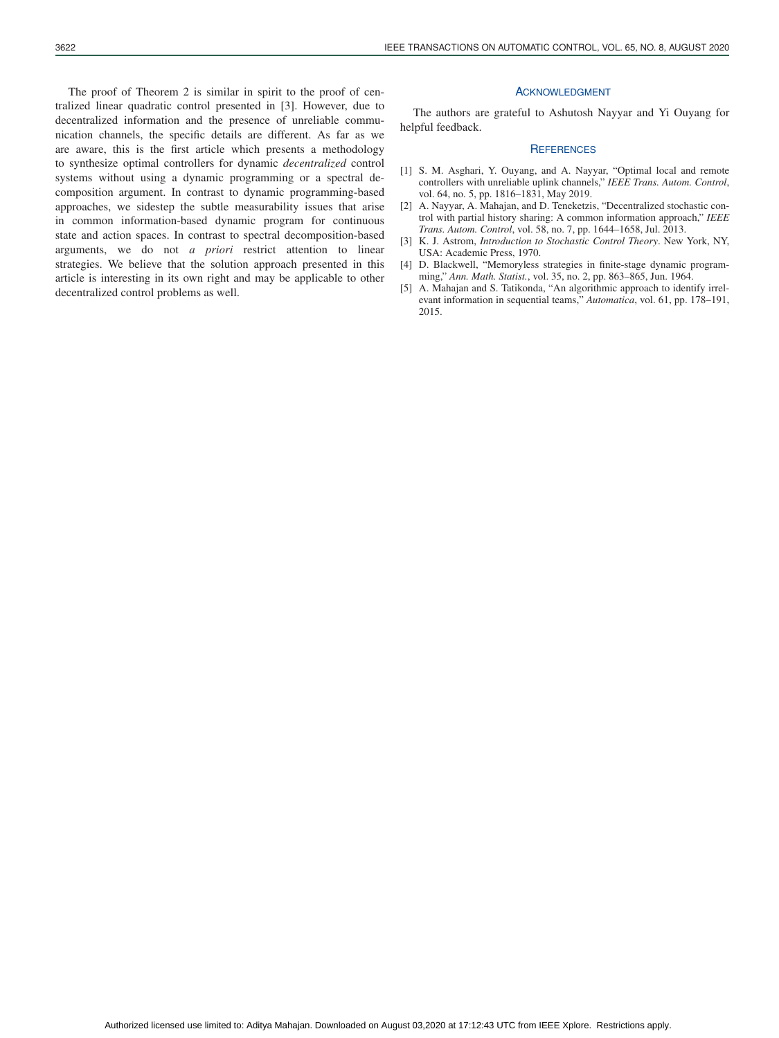The proof of Theorem 2 is similar in spirit to the proof of centralized linear quadratic control presented in [3]. However, due to decentralized information and the presence of unreliable communication channels, the specific details are different. As far as we are aware, this is the first article which presents a methodology to synthesize optimal controllers for dynamic *decentralized* control systems without using a dynamic programming or a spectral decomposition argument. In contrast to dynamic programming-based approaches, we sidestep the subtle measurability issues that arise in common information-based dynamic program for continuous state and action spaces. In contrast to spectral decomposition-based arguments, we do not *a priori* restrict attention to linear strategies. We believe that the solution approach presented in this article is interesting in its own right and may be applicable to other decentralized control problems as well.

## Acknowledgment

The authors are grateful to Ashutosh Nayyar and Yi Ouyang for helpful feedback.

## References

[1] S. M. Asghari, Y. Ouyang, and A. Nayyar, "Optimal local and remote controllers with unreliable uplink channels," *IEEE Trans. Autom. Control*, vol. 64, no. 5, pp. 1816–1831, May 2019.

[2] A. Nayyar, A. Mahajan, and D. Teneketzis, "Decentralized stochastic control with partial history sharing: A common information approach," *IEEE Trans. Autom. Control*, vol. 58, no. 7, pp. 1644–1658, Jul. 2013.

[3] K. J. Astrom, *Introduction to Stochastic Control Theory*. New York, NY, USA: Academic Press, 1970.

[4] D. Blackwell, "Memoryless strategies in finite-stage dynamic programming," *Ann. Math. Statist.*, vol. 35, no. 2, pp. 863–865, Jun. 1964.

[5] A. Mahajan and S. Tatikonda, "An algorithmic approach to identify irrelevant information in sequential teams," *Automatica*, vol. 61, pp. 178–191, 2015.